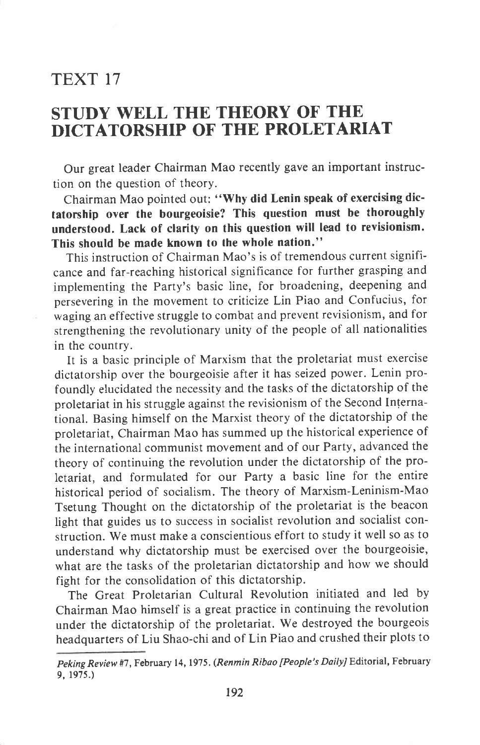## TEXT 17

# STUDY WELL THE THEORY OF THE DICTATORSHIP OF THE PROLETARIAT

Our great leader Chairman Mao recently gave an important instruction on the question of theory.

Chairman Mao pointed out: "**Why did Lenin speak of exercising dictatorship over the bourgeoisie? This question must be thoroughly understood. Lack of clarity on this question will lead to revisionism. This should be made known to the whole nation.**"

This instruction of Chairman Mao's is of tremendous current significance and far-reaching historical significance for further grasping and implementing the Party's basic line, for broadening, deepening and persevering in the movement to criticize Lin Piao and Confucius, for waging an effective struggle to combat and prevent revisionism, and for strengthening the revolutionary unity of the people of all nationalities in the country.

It is a basic principle of Marxism that the proletariat must exercise dictatorship over the bourgeoisie after it has seized power. Lenin profoundly elucidated the necessity and the tasks of the dictatorship of the proletariat in his struggle against the revisionism of the Second International. Basing himself on the Marxist theory of the dictatorship of the proletariat, Chairman Mao has summed up the historical experience of the international communist movement and of our Party, advanced the theory of continuing the revolution under the dictatorship of the proletariat, and formulated for our Party a basic line for the entire historical period of socialism. The theory of Marxism-Leninism-Mao Tsetung Thought on the dictatorship of the proletariat is the beacon light that guides us to success in socialist revolution and socialist construction. We must make a conscientious effort to study it well so as to understand why dictatorship must be exercised over the bourgeoisie, what are the tasks of the proletarian dictatorship and how we should fight for the consolidation of this dictatorship.

The Great Proletarian Cultural Revolution initiated and led by Chairman Mao himself is a great practice in continuing the revolution under the dictatorship of the proletariat. We destroyed the bourgeois headquarters of Liu Shao-chi and of Lin Piao and crushed their plots to

---

*Peking Review* #7, February 14, 1975. (*Renmin Ribao [People's Daily]* Editorial, February 9, 1975.)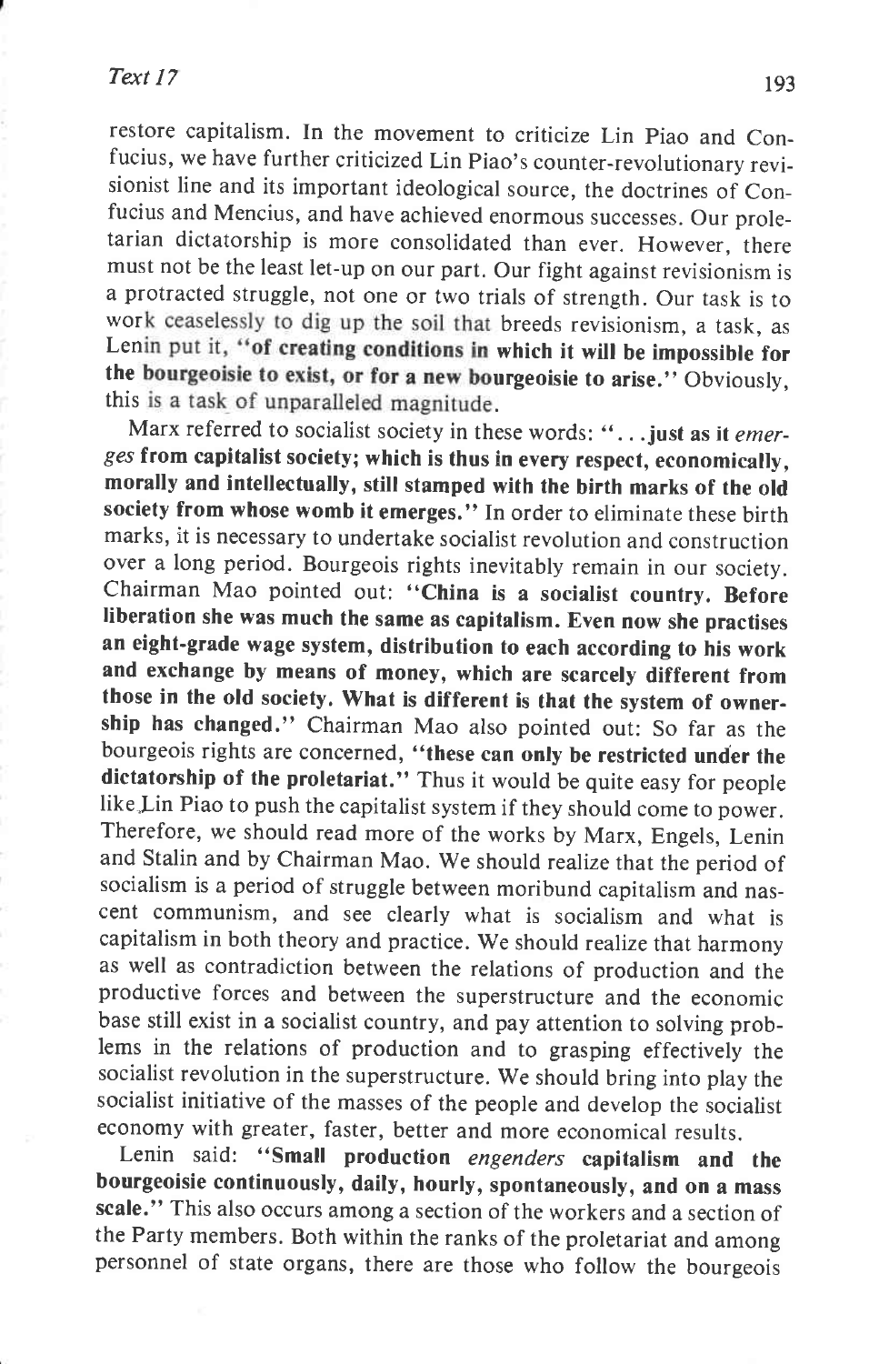restore capitalism. In the movement to criticize Lin Piao and Confucius, we have further criticized Lin Piao's counter-revolutionary revisionist line and its important ideological source, the doctrines of Confucius and Mencius, and have achieved enormous successes. Our proletarian dictatorship is more consolidated than ever. However, there must not be the least let-up on our part. Our fight against revisionism is a protracted struggle, not one or two trials of strength. Our task is to work ceaselessly to dig up the soil that breeds revisionism, a task, as Lenin put it, **"of creating conditions in which it will be impossible for the bourgeoisie to exist, or for a new bourgeoisie to arise."** Obviously, this is a task of unparalleled magnitude.

Marx referred to socialist society in these words: "... **just as it** *emerges* **from capitalist society; which is thus in every respect, economically, morally and intellectually, still stamped with the birth marks of the old society from whose womb it emerges."** In order to eliminate these birth marks, it is necessary to undertake socialist revolution and construction over a long period. Bourgeois rights inevitably remain in our society. Chairman Mao pointed out: **"China is a socialist country. Before liberation she was much the same as capitalism. Even now she practises an eight-grade wage system, distribution to each according to his work and exchange by means of money, which are scarcely different from those in the old society. What is different is that the system of ownership has changed."** Chairman Mao also pointed out: So far as the bourgeois rights are concerned, **"these can only be restricted under the dictatorship of the proletariat."** Thus it would be quite easy for people like Lin Piao to push the capitalist system if they should come to power. Therefore, we should read more of the works by Marx, Engels, Lenin and Stalin and by Chairman Mao. We should realize that the period of socialism is a period of struggle between moribund capitalism and nascent communism, and see clearly what is socialism and what is capitalism in both theory and practice. We should realize that harmony as well as contradiction between the relations of production and the productive forces and between the superstructure and the economic base still exist in a socialist country, and pay attention to solving problems in the relations of production and to grasping effectively the socialist revolution in the superstructure. We should bring into play the socialist initiative of the masses of the people and develop the socialist economy with greater, faster, better and more economical results.

Lenin said: **"Small production** *engenders* **capitalism and the bourgeoisie continuously, daily, hourly, spontaneously, and on a mass scale."** This also occurs among a section of the workers and a section of the Party members. Both within the ranks of the proletariat and among personnel of state organs, there are those who follow the bourgeois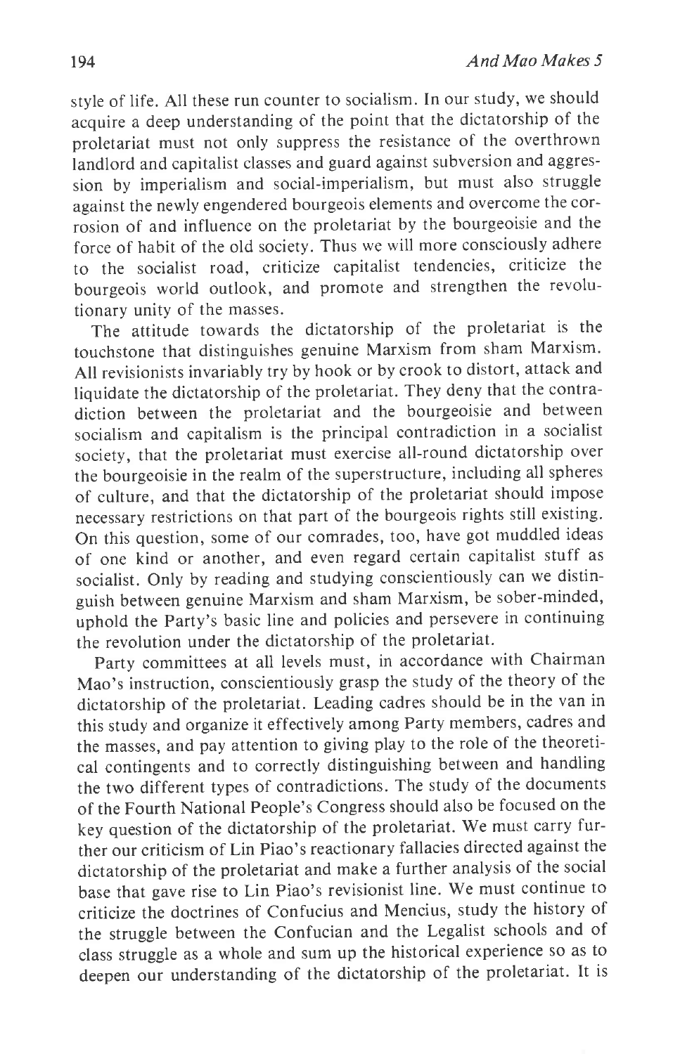style of life. All these run counter to socialism. In our study, we should acquire a deep understanding of the point that the dictatorship of the proletariat must not only suppress the resistance of the overthrown landlord and capitalist classes and guard against subversion and aggression by imperialism and social-imperialism, but must also struggle against the newly engendered bourgeois elements and overcome the corrosion of and influence on the proletariat by the bourgeoisie and the force of habit of the old society. Thus we will more consciously adhere to the socialist road, criticize capitalist tendencies, criticize the bourgeois world outlook, and promote and strengthen the revolutionary unity of the masses.

The attitude towards the dictatorship of the proletariat is the touchstone that distinguishes genuine Marxism from sham Marxism. All revisionists invariably try by hook or by crook to distort, attack and liquidate the dictatorship of the proletariat. They deny that the contradiction between the proletariat and the bourgeoisie and between socialism and capitalism is the principal contradiction in a socialist society, that the proletariat must exercise all-round dictatorship over the bourgeoisie in the realm of the superstructure, including all spheres of culture, and that the dictatorship of the proletariat should impose necessary restrictions on that part of the bourgeois rights still existing. On this question, some of our comrades, too, have got muddled ideas of one kind or another, and even regard certain capitalist stuff as socialist. Only by reading and studying conscientiously can we distinguish between genuine Marxism and sham Marxism, be sober-minded, uphold the Party's basic line and policies and persevere in continuing the revolution under the dictatorship of the proletariat.

Party committees at all levels must, in accordance with Chairman Mao's instruction, conscientiously grasp the study of the theory of the dictatorship of the proletariat. Leading cadres should be in the van in this study and organize it effectively among Party members, cadres and the masses, and pay attention to giving play to the role of the theoretical contingents and to correctly distinguishing between and handling the two different types of contradictions. The study of the documents of the Fourth National People's Congress should also be focused on the key question of the dictatorship of the proletariat. We must carry further our criticism of Lin Piao's reactionary fallacies directed against the dictatorship of the proletariat and make a further analysis of the social base that gave rise to Lin Piao's revisionist line. We must continue to criticize the doctrines of Confucius and Mencius, study the history of the struggle between the Confucian and the Legalist schools and of class struggle as a whole and sum up the historical experience so as to deepen our understanding of the dictatorship of the proletariat. It is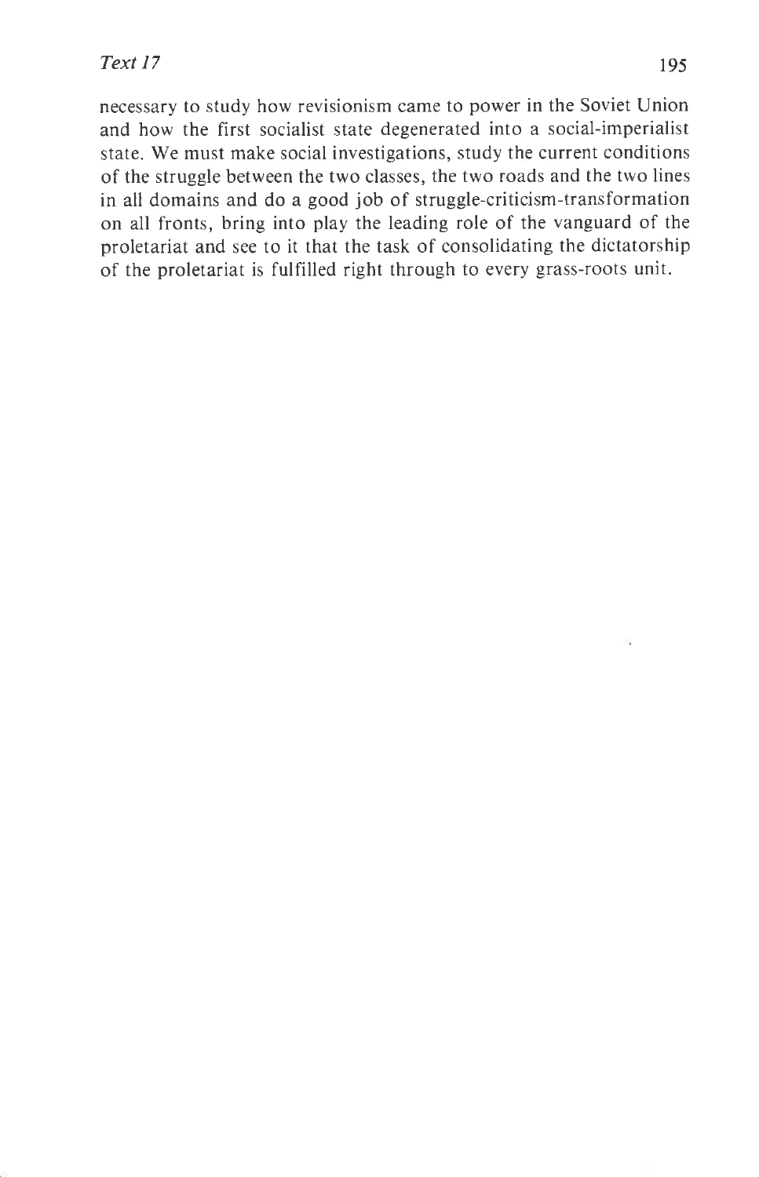necessary to study how revisionism came to power in the Soviet Union and how the first socialist state degenerated into a social-imperialist state. We must make social investigations, study the current conditions of the struggle between the two classes, the two roads and the two lines in all domains and do a good job of struggle-criticism-transformation on all fronts, bring into play the leading role of the vanguard of the proletariat and see to it that the task of consolidating the dictatorship of the proletariat is fulfilled right through to every grass-roots unit.